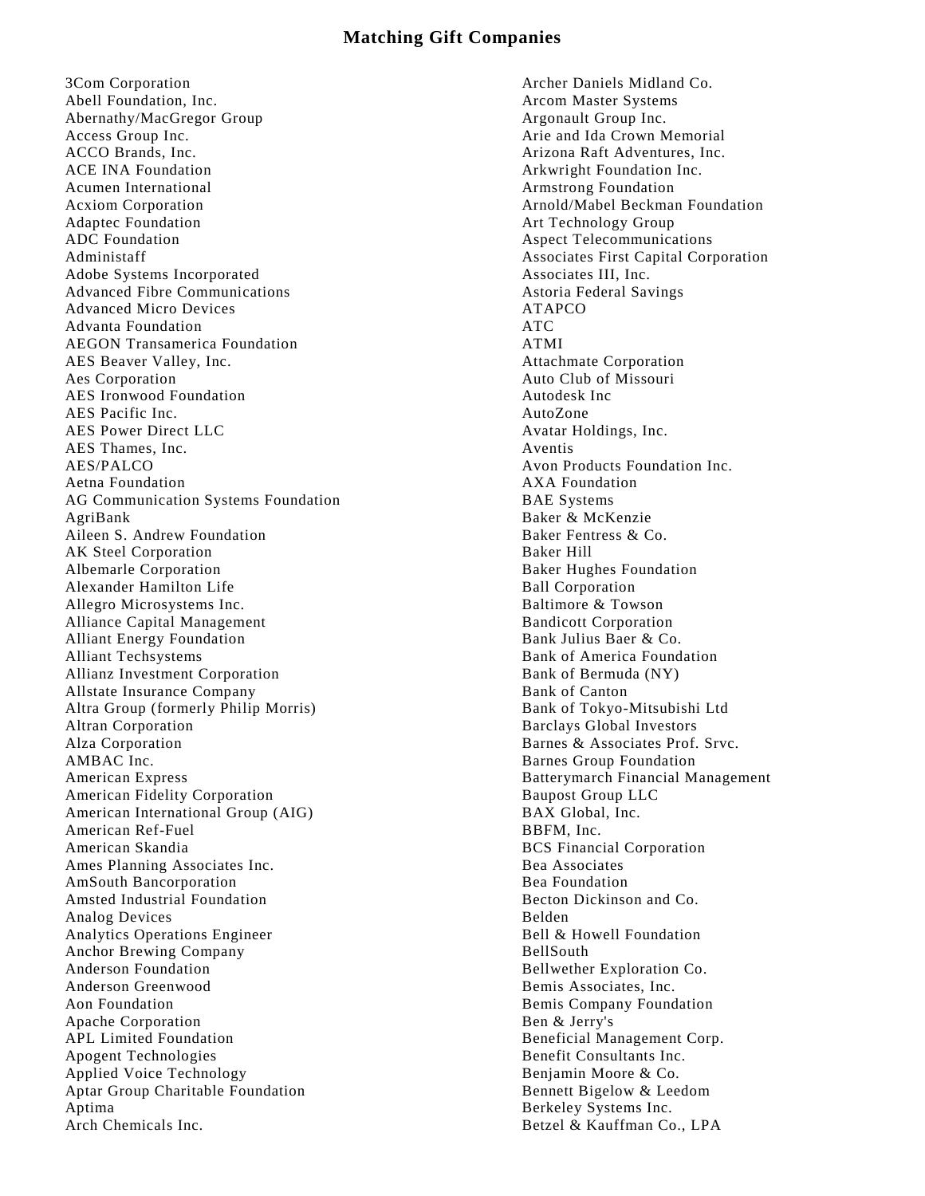# Matching Gift Companies

3Com Corporation
Abell Foundation, Inc.
Abernathy/MacGregor Group
Access Group Inc.
ACCO Brands, Inc.
ACE INA Foundation
Acumen International
Acxiom Corporation
Adaptec Foundation
ADC Foundation
Administaff
Adobe Systems Incorporated
Advanced Fibre Communications
Advanced Micro Devices
Advanta Foundation
AEGON Transamerica Foundation
AES Beaver Valley, Inc.
Aes Corporation
AES Ironwood Foundation
AES Pacific Inc.
AES Power Direct LLC
AES Thames, Inc.
AES/PALCO
Aetna Foundation
AG Communication Systems Foundation
AgriBank
Aileen S. Andrew Foundation
AK Steel Corporation
Albemarle Corporation
Alexander Hamilton Life
Allegro Microsystems Inc.
Alliance Capital Management
Alliant Energy Foundation
Alliant Techsystems
Allianz Investment Corporation
Allstate Insurance Company
Altra Group (formerly Philip Morris)
Altran Corporation
Alza Corporation
AMBAC Inc.
American Express
American Fidelity Corporation
American International Group (AIG)
American Ref-Fuel
American Skandia
Ames Planning Associates Inc.
AmSouth Bancorporation
Amsted Industrial Foundation
Analog Devices
Analytics Operations Engineer
Anchor Brewing Company
Anderson Foundation
Anderson Greenwood
Aon Foundation
Apache Corporation
APL Limited Foundation
Apogent Technologies
Applied Voice Technology
Aptar Group Charitable Foundation
Aptima
Arch Chemicals Inc.
Archer Daniels Midland Co.
Arcom Master Systems
Argonault Group Inc.
Arie and Ida Crown Memorial
Arizona Raft Adventures, Inc.
Arkwright Foundation Inc.
Armstrong Foundation
Arnold/Mabel Beckman Foundation
Art Technology Group
Aspect Telecommunications
Associates First Capital Corporation
Associates III, Inc.
Astoria Federal Savings
ATAPCO
ATC
ATMI
Attachmate Corporation
Auto Club of Missouri
Autodesk Inc
AutoZone
Avatar Holdings, Inc.
Aventis
Avon Products Foundation Inc.
AXA Foundation
BAE Systems
Baker & McKenzie
Baker Fentress & Co.
Baker Hill
Baker Hughes Foundation
Ball Corporation
Baltimore & Towson
Bandicott Corporation
Bank Julius Baer & Co.
Bank of America Foundation
Bank of Bermuda (NY)
Bank of Canton
Bank of Tokyo-Mitsubishi Ltd
Barclays Global Investors
Barnes & Associates Prof. Srvc.
Barnes Group Foundation
Batterymarch Financial Management
Baupost Group LLC
BAX Global, Inc.
BBFM, Inc.
BCS Financial Corporation
Bea Associates
Bea Foundation
Becton Dickinson and Co.
Belden
Bell & Howell Foundation
BellSouth
Bellwether Exploration Co.
Bemis Associates, Inc.
Bemis Company Foundation
Ben & Jerry's
Beneficial Management Corp.
Benefit Consultants Inc.
Benjamin Moore & Co.
Bennett Bigelow & Leedom
Berkeley Systems Inc.
Betzel & Kauffman Co., LPA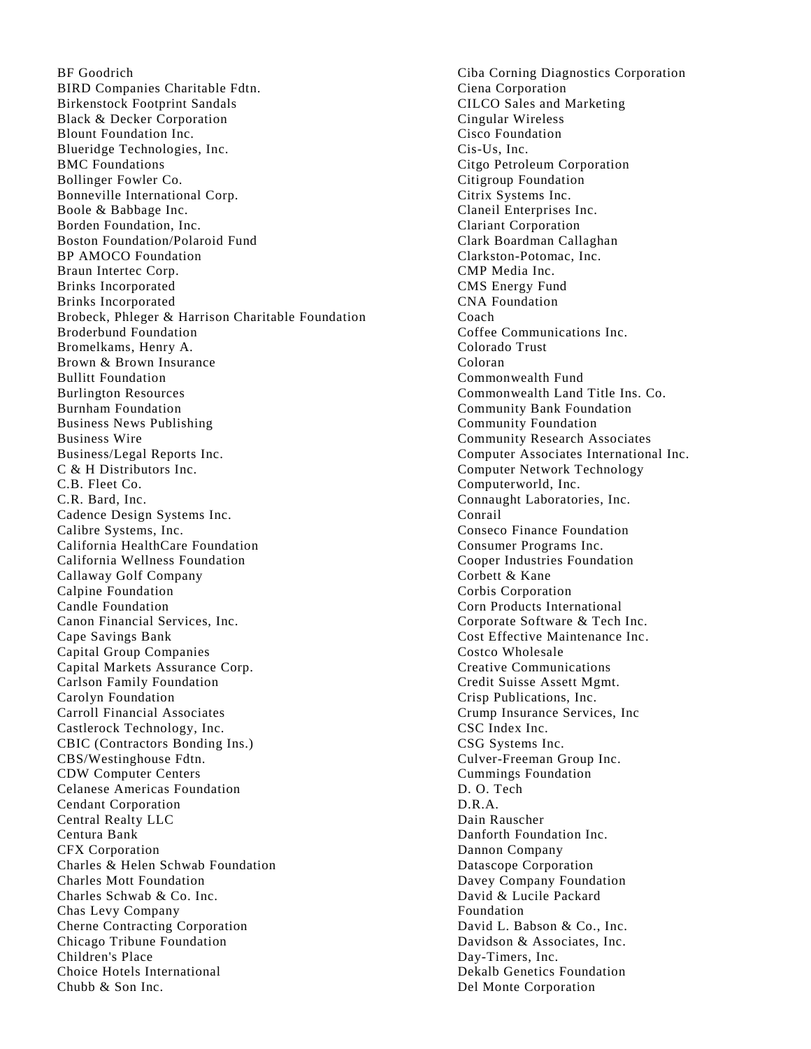BF Goodrich
BIRD Companies Charitable Fdtn.
Birkenstock Footprint Sandals
Black & Decker Corporation
Blount Foundation Inc.
Blueridge Technologies, Inc.
BMC Foundations
Bollinger Fowler Co.
Bonneville International Corp.
Boole & Babbage Inc.
Borden Foundation, Inc.
Boston Foundation/Polaroid Fund
BP AMOCO Foundation
Braun Intertec Corp.
Brinks Incorporated
Brinks Incorporated
Brobeck, Phleger & Harrison Charitable Foundation
Broderbund Foundation
Bromelkams, Henry A.
Brown & Brown Insurance
Bullitt Foundation
Burlington Resources
Burnham Foundation
Business News Publishing
Business Wire
Business/Legal Reports Inc.
C & H Distributors Inc.
C.B. Fleet Co.
C.R. Bard, Inc.
Cadence Design Systems Inc.
Calibre Systems, Inc.
California HealthCare Foundation
California Wellness Foundation
Callaway Golf Company
Calpine Foundation
Candle Foundation
Canon Financial Services, Inc.
Cape Savings Bank
Capital Group Companies
Capital Markets Assurance Corp.
Carlson Family Foundation
Carolyn Foundation
Carroll Financial Associates
Castlerock Technology, Inc.
CBIC (Contractors Bonding Ins.)
CBS/Westinghouse Fdtn.
CDW Computer Centers
Celanese Americas Foundation
Cendant Corporation
Central Realty LLC
Centura Bank
CFX Corporation
Charles & Helen Schwab Foundation
Charles Mott Foundation
Charles Schwab & Co. Inc.
Chas Levy Company
Cherne Contracting Corporation
Chicago Tribune Foundation
Children's Place
Choice Hotels International
Chubb & Son Inc.
Ciba Corning Diagnostics Corporation
Ciena Corporation
CILCO Sales and Marketing
Cingular Wireless
Cisco Foundation
Cis-Us, Inc.
Citgo Petroleum Corporation
Citigroup Foundation
Citrix Systems Inc.
Claneil Enterprises Inc.
Clariant Corporation
Clark Boardman Callaghan
Clarkston-Potomac, Inc.
CMP Media Inc.
CMS Energy Fund
CNA Foundation
Coach
Coffee Communications Inc.
Colorado Trust
Coloran
Commonwealth Fund
Commonwealth Land Title Ins. Co.
Community Bank Foundation
Community Foundation
Community Research Associates
Computer Associates International Inc.
Computer Network Technology
Computerworld, Inc.
Connaught Laboratories, Inc.
Conrail
Conseco Finance Foundation
Consumer Programs Inc.
Cooper Industries Foundation
Corbett & Kane
Corbis Corporation
Corn Products International
Corporate Software & Tech Inc.
Cost Effective Maintenance Inc.
Costco Wholesale
Creative Communications
Credit Suisse Assett Mgmt.
Crisp Publications, Inc.
Crump Insurance Services, Inc
CSC Index Inc.
CSG Systems Inc.
Culver-Freeman Group Inc.
Cummings Foundation
D. O. Tech
D.R.A.
Dain Rauscher
Danforth Foundation Inc.
Dannon Company
Datascope Corporation
Davey Company Foundation
David & Lucile Packard Foundation
David L. Babson & Co., Inc.
Davidson & Associates, Inc.
Day-Timers, Inc.
Dekalb Genetics Foundation
Del Monte Corporation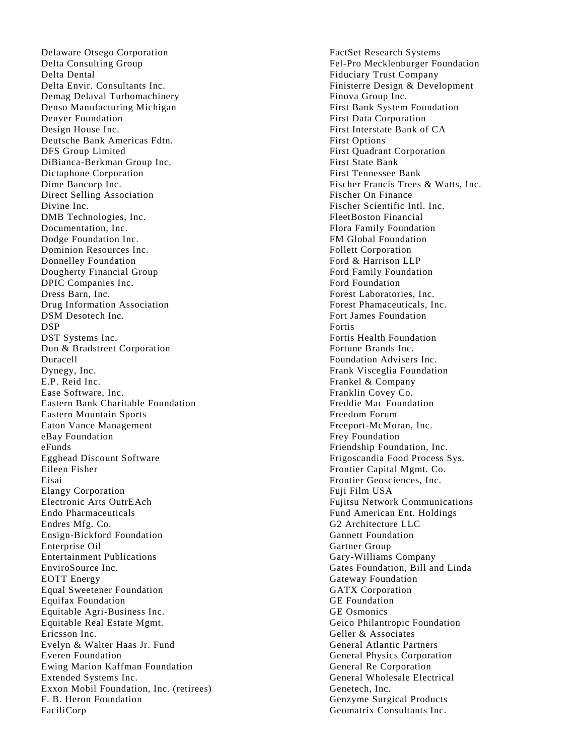Delaware Otsego Corporation
Delta Consulting Group
Delta Dental
Delta Envir. Consultants Inc.
Demag Delaval Turbomachinery
Denso Manufacturing Michigan
Denver Foundation
Design House Inc.
Deutsche Bank Americas Fdtn.
DFS Group Limited
DiBianca-Berkman Group Inc.
Dictaphone Corporation
Dime Bancorp Inc.
Direct Selling Association
Divine Inc.
DMB Technologies, Inc.
Documentation, Inc.
Dodge Foundation Inc.
Dominion Resources Inc.
Donnelley Foundation
Dougherty Financial Group
DPIC Companies Inc.
Dress Barn, Inc.
Drug Information Association
DSM Desotech Inc.
DSP
DST Systems Inc.
Dun & Bradstreet Corporation
Duracell
Dynegy, Inc.
E.P. Reid Inc.
Ease Software, Inc.
Eastern Bank Charitable Foundation
Eastern Mountain Sports
Eaton Vance Management
eBay Foundation
eFunds
Egghead Discount Software
Eileen Fisher
Eisai
Elangy Corporation
Electronic Arts OutrEAch
Endo Pharmaceuticals
Endres Mfg. Co.
Ensign-Bickford Foundation
Enterprise Oil
Entertainment Publications
EnviroSource Inc.
EOTT Energy
Equal Sweetener Foundation
Equifax Foundation
Equitable Agri-Business Inc.
Equitable Real Estate Mgmt.
Ericsson Inc.
Evelyn & Walter Haas Jr. Fund
Everen Foundation
Ewing Marion Kaffman Foundation
Extended Systems Inc.
Exxon Mobil Foundation, Inc. (retirees)
F. B. Heron Foundation
FaciliCorp
FactSet Research Systems
Fel-Pro Mecklenburger Foundation
Fiduciary Trust Company
Finisterre Design & Development
Finova Group Inc.
First Bank System Foundation
First Data Corporation
First Interstate Bank of CA
First Options
First Quadrant Corporation
First State Bank
First Tennessee Bank
Fischer Francis Trees & Watts, Inc.
Fischer On Finance
Fischer Scientific Intl. Inc.
FleetBoston Financial
Flora Family Foundation
FM Global Foundation
Follett Corporation
Ford & Harrison LLP
Ford Family Foundation
Ford Foundation
Forest Laboratories, Inc.
Forest Phamaceuticals, Inc.
Fort James Foundation
Fortis
Fortis Health Foundation
Fortune Brands Inc.
Foundation Advisers Inc.
Frank Visceglia Foundation
Frankel & Company
Franklin Covey Co.
Freddie Mac Foundation
Freedom Forum
Freeport-McMoran, Inc.
Frey Foundation
Friendship Foundation, Inc.
Frigoscandia Food Process Sys.
Frontier Capital Mgmt. Co.
Frontier Geosciences, Inc.
Fuji Film USA
Fujitsu Network Communications
Fund American Ent. Holdings
G2 Architecture LLC
Gannett Foundation
Gartner Group
Gary-Williams Company
Gates Foundation, Bill and Linda
Gateway Foundation
GATX Corporation
GE Foundation
GE Osmonics
Geico Philantropic Foundation
Geller & Associates
General Atlantic Partners
General Physics Corporation
General Re Corporation
General Wholesale Electrical
Genetech, Inc.
Genzyme Surgical Products
Geomatrix Consultants Inc.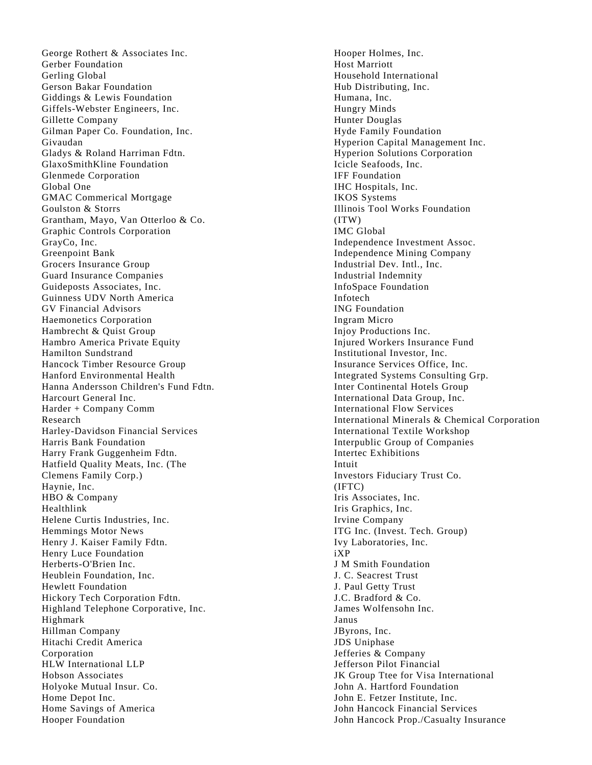George Rothert & Associates Inc.
Gerber Foundation
Gerling Global
Gerson Bakar Foundation
Giddings & Lewis Foundation
Giffels-Webster Engineers, Inc.
Gillette Company
Gilman Paper Co. Foundation, Inc.
Givaudan
Gladys & Roland Harriman Fdtn.
GlaxoSmithKline Foundation
Glenmede Corporation
Global One
GMAC Commerical Mortgage
Goulston & Storrs
Grantham, Mayo, Van Otterloo & Co.
Graphic Controls Corporation
GrayCo, Inc.
Greenpoint Bank
Grocers Insurance Group
Guard Insurance Companies
Guideposts Associates, Inc.
Guinness UDV North America
GV Financial Advisors
Haemonetics Corporation
Hambrecht & Quist Group
Hambro America Private Equity
Hamilton Sundstrand
Hancock Timber Resource Group
Hanford Environmental Health
Hanna Andersson Children's Fund Fdtn.
Harcourt General Inc.
Harder + Company Comm Research
Harley-Davidson Financial Services
Harris Bank Foundation
Harry Frank Guggenheim Fdtn.
Hatfield Quality Meats, Inc. (The Clemens Family Corp.)
Haynie, Inc.
HBO & Company
Healthlink
Helene Curtis Industries, Inc.
Hemmings Motor News
Henry J. Kaiser Family Fdtn.
Henry Luce Foundation
Herberts-O'Brien Inc.
Heublein Foundation, Inc.
Hewlett Foundation
Hickory Tech Corporation Fdtn.
Highland Telephone Corporative, Inc.
Highmark
Hillman Company
Hitachi Credit America Corporation
HLW International LLP
Hobson Associates
Holyoke Mutual Insur. Co.
Home Depot Inc.
Home Savings of America
Hooper Foundation
Hooper Holmes, Inc.
Host Marriott
Household International
Hub Distributing, Inc.
Humana, Inc.
Hungry Minds
Hunter Douglas
Hyde Family Foundation
Hyperion Capital Management Inc.
Hyperion Solutions Corporation
Icicle Seafoods, Inc.
IFF Foundation
IHC Hospitals, Inc.
IKOS Systems
Illinois Tool Works Foundation (ITW)
IMC Global
Independence Investment Assoc.
Independence Mining Company
Industrial Dev. Intl., Inc.
Industrial Indemnity
InfoSpace Foundation
Infotech
ING Foundation
Ingram Micro
Injoy Productions Inc.
Injured Workers Insurance Fund
Institutional Investor, Inc.
Insurance Services Office, Inc.
Integrated Systems Consulting Grp.
Inter Continental Hotels Group
International Data Group, Inc.
International Flow Services
International Minerals & Chemical Corporation
International Textile Workshop
Interpublic Group of Companies
Intertec Exhibitions
Intuit
Investors Fiduciary Trust Co. (IFTC)
Iris Associates, Inc.
Iris Graphics, Inc.
Irvine Company
ITG Inc. (Invest. Tech. Group)
Ivy Laboratories, Inc.
iXP
J M Smith Foundation
J. C. Seacrest Trust
J. Paul Getty Trust
J.C. Bradford & Co.
James Wolfensohn Inc.
Janus
JByrons, Inc.
JDS Uniphase
Jefferies & Company
Jefferson Pilot Financial
JK Group Ttee for Visa International
John A. Hartford Foundation
John E. Fetzer Institute, Inc.
John Hancock Financial Services
John Hancock Prop./Casualty Insurance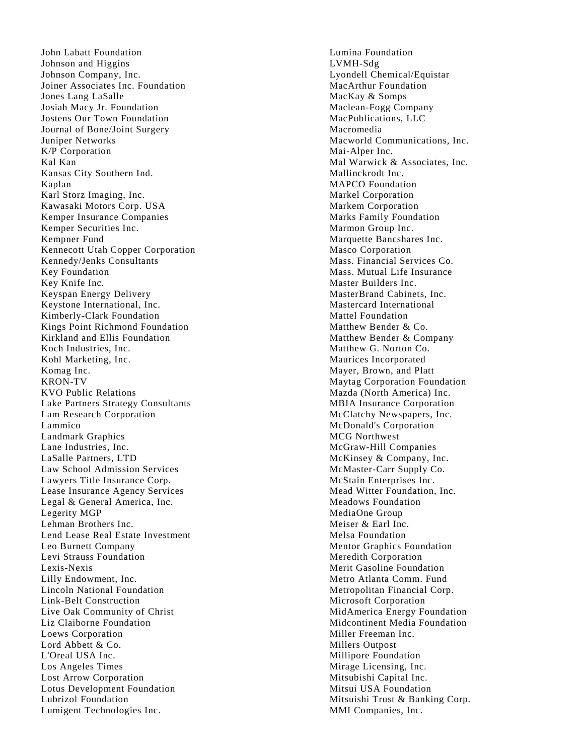John Labatt Foundation
Johnson and Higgins
Johnson Company, Inc.
Joiner Associates Inc. Foundation
Jones Lang LaSalle
Josiah Macy Jr. Foundation
Jostens Our Town Foundation
Journal of Bone/Joint Surgery
Juniper Networks
K/P Corporation
Kal Kan
Kansas City Southern Ind.
Kaplan
Karl Storz Imaging, Inc.
Kawasaki Motors Corp. USA
Kemper Insurance Companies
Kemper Securities Inc.
Kempner Fund
Kennecott Utah Copper Corporation
Kennedy/Jenks Consultants
Key Foundation
Key Knife Inc.
Keyspan Energy Delivery
Keystone International, Inc.
Kimberly-Clark Foundation
Kings Point Richmond Foundation
Kirkland and Ellis Foundation
Koch Industries, Inc.
Kohl Marketing, Inc.
Komag Inc.
KRON-TV
KVO Public Relations
Lake Partners Strategy Consultants
Lam Research Corporation
Lammico
Landmark Graphics
Lane Industries, Inc.
LaSalle Partners, LTD
Law School Admission Services
Lawyers Title Insurance Corp.
Lease Insurance Agency Services
Legal & General America, Inc.
Legerity MGP
Lehman Brothers Inc.
Lend Lease Real Estate Investment
Leo Burnett Company
Levi Strauss Foundation
Lexis-Nexis
Lilly Endowment, Inc.
Lincoln National Foundation
Link-Belt Construction
Live Oak Community of Christ
Liz Claiborne Foundation
Loews Corporation
Lord Abbett & Co.
L'Oreal USA Inc.
Los Angeles Times
Lost Arrow Corporation
Lotus Development Foundation
Lubrizol Foundation
Lumigent Technologies Inc.
Lumina Foundation
LVMH-Sdg
Lyondell Chemical/Equistar
MacArthur Foundation
MacKay & Somps
Maclean-Fogg Company
MacPublications, LLC
Macromedia
Macworld Communications, Inc.
Mai-Alper Inc.
Mal Warwick & Associates, Inc.
Mallinckrodt Inc.
MAPCO Foundation
Markel Corporation
Markem Corporation
Marks Family Foundation
Marmon Group Inc.
Marquette Bancshares Inc.
Masco Corporation
Mass. Financial Services Co.
Mass. Mutual Life Insurance
Master Builders Inc.
MasterBrand Cabinets, Inc.
Mastercard International
Mattel Foundation
Matthew Bender & Co.
Matthew Bender & Company
Matthew G. Norton Co.
Maurices Incorporated
Mayer, Brown, and Platt
Maytag Corporation Foundation
Mazda (North America) Inc.
MBIA Insurance Corporation
McClatchy Newspapers, Inc.
McDonald's Corporation
MCG Northwest
McGraw-Hill Companies
McKinsey & Company, Inc.
McMaster-Carr Supply Co.
McStain Enterprises Inc.
Mead Witter Foundation, Inc.
Meadows Foundation
MediaOne Group
Meiser & Earl Inc.
Melsa Foundation
Mentor Graphics Foundation
Meredith Corporation
Merit Gasoline Foundation
Metro Atlanta Comm. Fund
Metropolitan Financial Corp.
Microsoft Corporation
MidAmerica Energy Foundation
Midcontinent Media Foundation
Miller Freeman Inc.
Millers Outpost
Millipore Foundation
Mirage Licensing, Inc.
Mitsubishi Capital Inc.
Mitsui USA Foundation
Mitsuishi Trust & Banking Corp.
MMI Companies, Inc.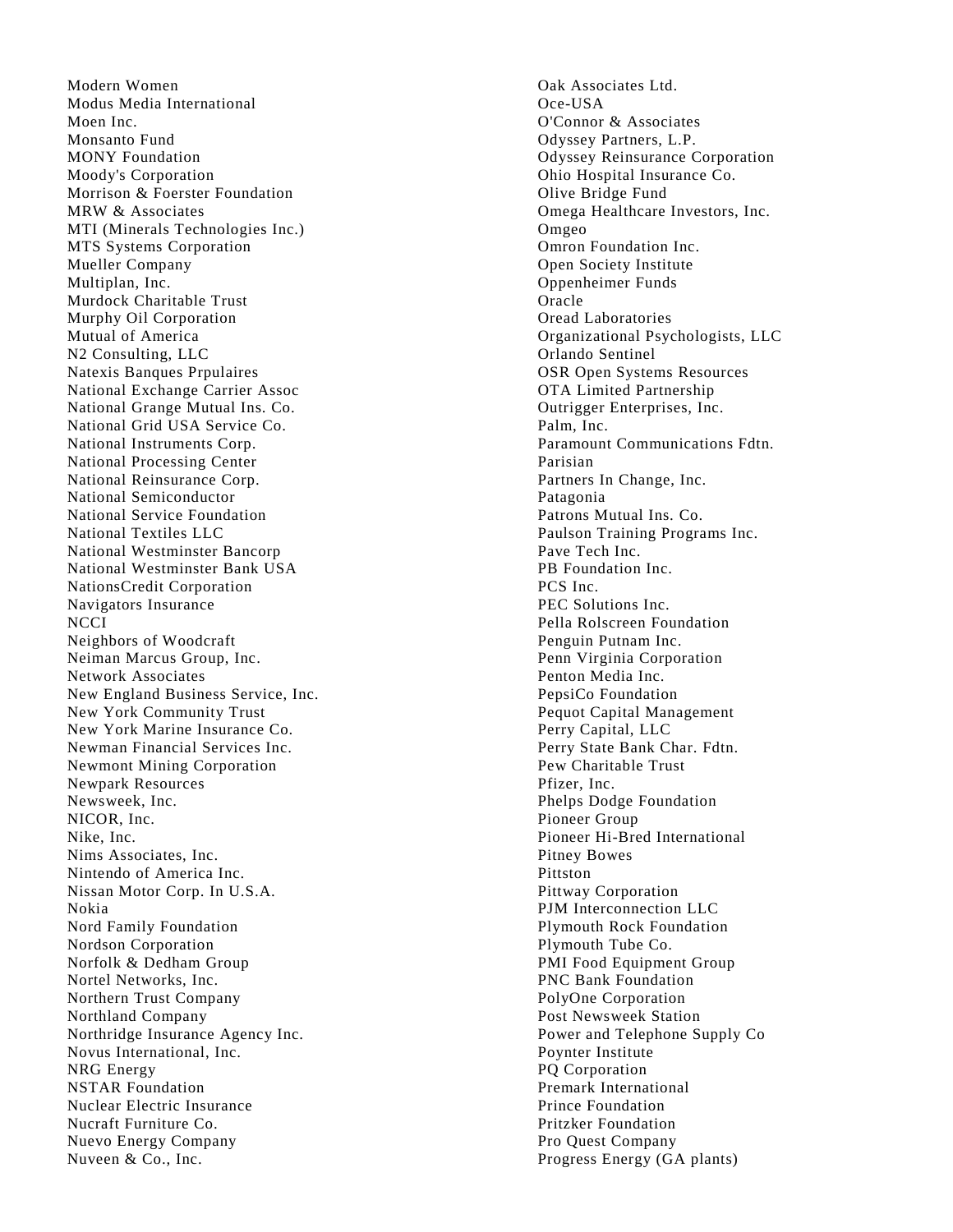Modern Women
Modus Media International
Moen Inc.
Monsanto Fund
MONY Foundation
Moody's Corporation
Morrison & Foerster Foundation
MRW & Associates
MTI (Minerals Technologies Inc.)
MTS Systems Corporation
Mueller Company
Multiplan, Inc.
Murdock Charitable Trust
Murphy Oil Corporation
Mutual of America
N2 Consulting, LLC
Natexis Banques Prpulaires
National Exchange Carrier Assoc
National Grange Mutual Ins. Co.
National Grid USA Service Co.
National Instruments Corp.
National Processing Center
National Reinsurance Corp.
National Semiconductor
National Service Foundation
National Textiles LLC
National Westminster Bancorp
National Westminster Bank USA
NationsCredit Corporation
Navigators Insurance
NCCI
Neighbors of Woodcraft
Neiman Marcus Group, Inc.
Network Associates
New England Business Service, Inc.
New York Community Trust
New York Marine Insurance Co.
Newman Financial Services Inc.
Newmont Mining Corporation
Newpark Resources
Newsweek, Inc.
NICOR, Inc.
Nike, Inc.
Nims Associates, Inc.
Nintendo of America Inc.
Nissan Motor Corp. In U.S.A.
Nokia
Nord Family Foundation
Nordson Corporation
Norfolk & Dedham Group
Nortel Networks, Inc.
Northern Trust Company
Northland Company
Northridge Insurance Agency Inc.
Novus International, Inc.
NRG Energy
NSTAR Foundation
Nuclear Electric Insurance
Nucraft Furniture Co.
Nuevo Energy Company
Nuveen & Co., Inc.
Oak Associates Ltd.
Oce-USA
O'Connor & Associates
Odyssey Partners, L.P.
Odyssey Reinsurance Corporation
Ohio Hospital Insurance Co.
Olive Bridge Fund
Omega Healthcare Investors, Inc.
Omgeo
Omron Foundation Inc.
Open Society Institute
Oppenheimer Funds
Oracle
Oread Laboratories
Organizational Psychologists, LLC
Orlando Sentinel
OSR Open Systems Resources
OTA Limited Partnership
Outrigger Enterprises, Inc.
Palm, Inc.
Paramount Communications Fdtn.
Parisian
Partners In Change, Inc.
Patagonia
Patrons Mutual Ins. Co.
Paulson Training Programs Inc.
Pave Tech Inc.
PB Foundation Inc.
PCS Inc.
PEC Solutions Inc.
Pella Rolscreen Foundation
Penguin Putnam Inc.
Penn Virginia Corporation
Penton Media Inc.
PepsiCo Foundation
Pequot Capital Management
Perry Capital, LLC
Perry State Bank Char. Fdtn.
Pew Charitable Trust
Pfizer, Inc.
Phelps Dodge Foundation
Pioneer Group
Pioneer Hi-Bred International
Pitney Bowes
Pittston
Pittway Corporation
PJM Interconnection LLC
Plymouth Rock Foundation
Plymouth Tube Co.
PMI Food Equipment Group
PNC Bank Foundation
PolyOne Corporation
Post Newsweek Station
Power and Telephone Supply Co
Poynter Institute
PQ Corporation
Premark International
Prince Foundation
Pritzker Foundation
Pro Quest Company
Progress Energy (GA plants)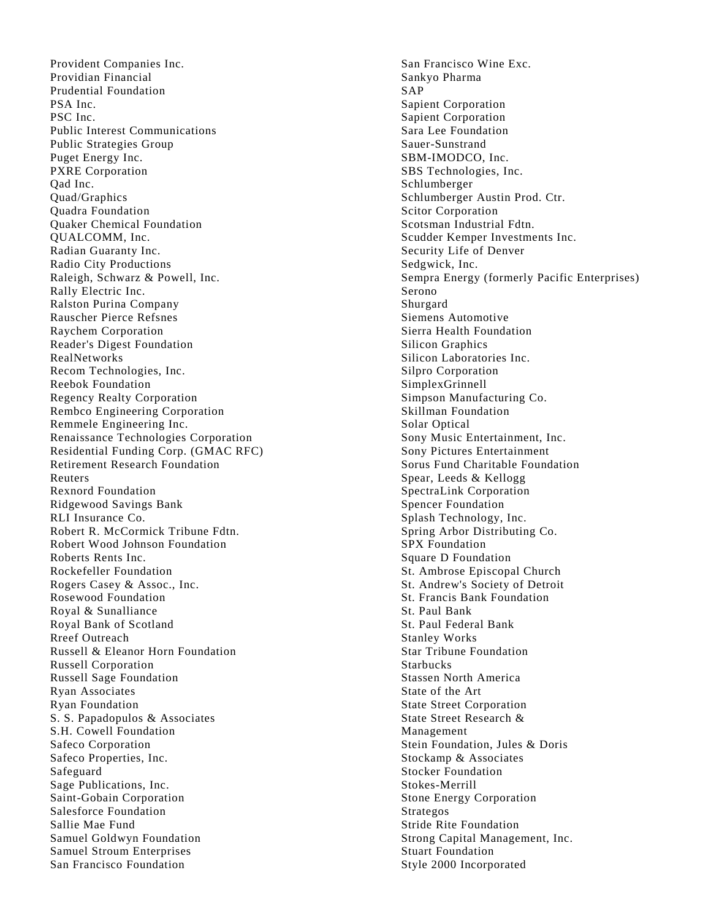Provident Companies Inc.
Providian Financial
Prudential Foundation
PSA Inc.
PSC Inc.
Public Interest Communications
Public Strategies Group
Puget Energy Inc.
PXRE Corporation
Qad Inc.
Quad/Graphics
Quadra Foundation
Quaker Chemical Foundation
QUALCOMM, Inc.
Radian Guaranty Inc.
Radio City Productions
Raleigh, Schwarz & Powell, Inc.
Rally Electric Inc.
Ralston Purina Company
Rauscher Pierce Refsnes
Raychem Corporation
Reader's Digest Foundation
RealNetworks
Recom Technologies, Inc.
Reebok Foundation
Regency Realty Corporation
Rembco Engineering Corporation
Remmele Engineering Inc.
Renaissance Technologies Corporation
Residential Funding Corp. (GMAC RFC)
Retirement Research Foundation
Reuters
Rexnord Foundation
Ridgewood Savings Bank
RLI Insurance Co.
Robert R. McCormick Tribune Fdtn.
Robert Wood Johnson Foundation
Roberts Rents Inc.
Rockefeller Foundation
Rogers Casey & Assoc., Inc.
Rosewood Foundation
Royal & Sunalliance
Royal Bank of Scotland
Rreef Outreach
Russell & Eleanor Horn Foundation
Russell Corporation
Russell Sage Foundation
Ryan Associates
Ryan Foundation
S. S. Papadopulos & Associates
S.H. Cowell Foundation
Safeco Corporation
Safeco Properties, Inc.
Safeguard
Sage Publications, Inc.
Saint-Gobain Corporation
Salesforce Foundation
Sallie Mae Fund
Samuel Goldwyn Foundation
Samuel Stroum Enterprises
San Francisco Foundation
San Francisco Wine Exc.
Sankyo Pharma
SAP
Sapient Corporation
Sapient Corporation
Sara Lee Foundation
Sauer-Sunstrand
SBM-IMODCO, Inc.
SBS Technologies, Inc.
Schlumberger
Schlumberger Austin Prod. Ctr.
Scitor Corporation
Scotsman Industrial Fdtn.
Scudder Kemper Investments Inc.
Security Life of Denver
Sedgwick, Inc.
Sempra Energy (formerly Pacific Enterprises)
Serono
Shurgard
Siemens Automotive
Sierra Health Foundation
Silicon Graphics
Silicon Laboratories Inc.
Silpro Corporation
SimplexGrinnell
Simpson Manufacturing Co.
Skillman Foundation
Solar Optical
Sony Music Entertainment, Inc.
Sony Pictures Entertainment
Sorus Fund Charitable Foundation
Spear, Leeds & Kellogg
SpectraLink Corporation
Spencer Foundation
Splash Technology, Inc.
Spring Arbor Distributing Co.
SPX Foundation
Square D Foundation
St. Ambrose Episcopal Church
St. Andrew's Society of Detroit
St. Francis Bank Foundation
St. Paul Bank
St. Paul Federal Bank
Stanley Works
Star Tribune Foundation
Starbucks
Stassen North America
State of the Art
State Street Corporation
State Street Research & Management
Stein Foundation, Jules & Doris
Stockamp & Associates
Stocker Foundation
Stokes-Merrill
Stone Energy Corporation
Strategos
Stride Rite Foundation
Strong Capital Management, Inc.
Stuart Foundation
Style 2000 Incorporated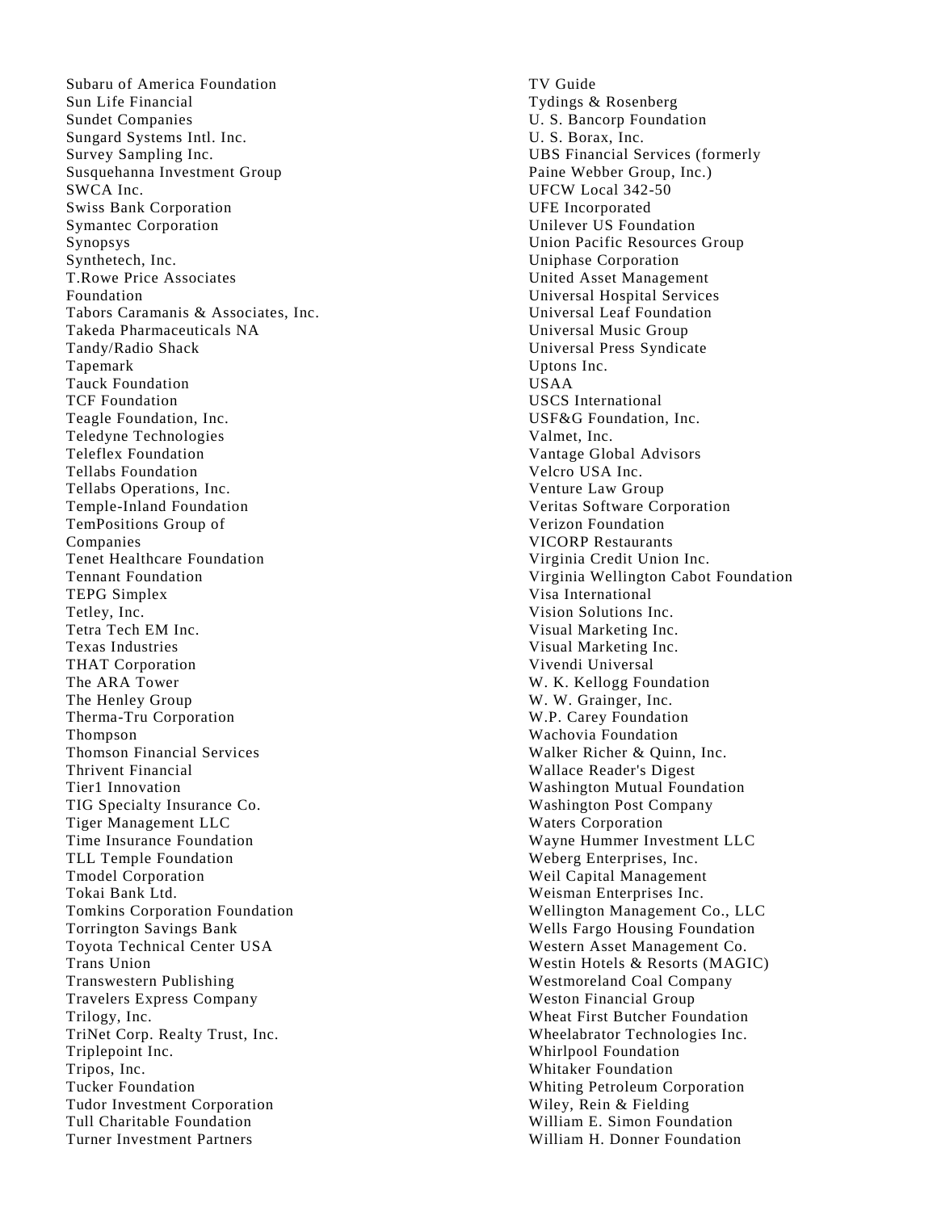Subaru of America Foundation
Sun Life Financial
Sundet Companies
Sungard Systems Intl. Inc.
Survey Sampling Inc.
Susquehanna Investment Group
SWCA Inc.
Swiss Bank Corporation
Symantec Corporation
Synopsys
Synthetech, Inc.
T.Rowe Price Associates Foundation
Tabors Caramanis & Associates, Inc.
Takeda Pharmaceuticals NA
Tandy/Radio Shack
Tapemark
Tauck Foundation
TCF Foundation
Teagle Foundation, Inc.
Teledyne Technologies
Teleflex Foundation
Tellabs Foundation
Tellabs Operations, Inc.
Temple-Inland Foundation
TemPositions Group of Companies
Tenet Healthcare Foundation
Tennant Foundation
TEPG Simplex
Tetley, Inc.
Tetra Tech EM Inc.
Texas Industries
THAT Corporation
The ARA Tower
The Henley Group
Therma-Tru Corporation
Thompson
Thomson Financial Services
Thrivent Financial
Tier1 Innovation
TIG Specialty Insurance Co.
Tiger Management LLC
Time Insurance Foundation
TLL Temple Foundation
Tmodel Corporation
Tokai Bank Ltd.
Tomkins Corporation Foundation
Torrington Savings Bank
Toyota Technical Center USA
Trans Union
Transwestern Publishing
Travelers Express Company
Trilogy, Inc.
TriNet Corp. Realty Trust, Inc.
Triplepoint Inc.
Tripos, Inc.
Tucker Foundation
Tudor Investment Corporation
Tull Charitable Foundation
Turner Investment Partners
TV Guide
Tydings & Rosenberg
U. S. Bancorp Foundation
U. S. Borax, Inc.
UBS Financial Services (formerly Paine Webber Group, Inc.)
UFCW Local 342-50
UFE Incorporated
Unilever US Foundation
Union Pacific Resources Group
Uniphase Corporation
United Asset Management
Universal Hospital Services
Universal Leaf Foundation
Universal Music Group
Universal Press Syndicate
Uptons Inc.
USAA
USCS International
USF&G Foundation, Inc.
Valmet, Inc.
Vantage Global Advisors
Velcro USA Inc.
Venture Law Group
Veritas Software Corporation
Verizon Foundation
VICORP Restaurants
Virginia Credit Union Inc.
Virginia Wellington Cabot Foundation
Visa International
Vision Solutions Inc.
Visual Marketing Inc.
Visual Marketing Inc.
Vivendi Universal
W. K. Kellogg Foundation
W. W. Grainger, Inc.
W.P. Carey Foundation
Wachovia Foundation
Walker Richer & Quinn, Inc.
Wallace Reader's Digest
Washington Mutual Foundation
Washington Post Company
Waters Corporation
Wayne Hummer Investment LLC
Weberg Enterprises, Inc.
Weil Capital Management
Weisman Enterprises Inc.
Wellington Management Co., LLC
Wells Fargo Housing Foundation
Western Asset Management Co.
Westin Hotels & Resorts (MAGIC)
Westmoreland Coal Company
Weston Financial Group
Wheat First Butcher Foundation
Wheelabrator Technologies Inc.
Whirlpool Foundation
Whitaker Foundation
Whiting Petroleum Corporation
Wiley, Rein & Fielding
William E. Simon Foundation
William H. Donner Foundation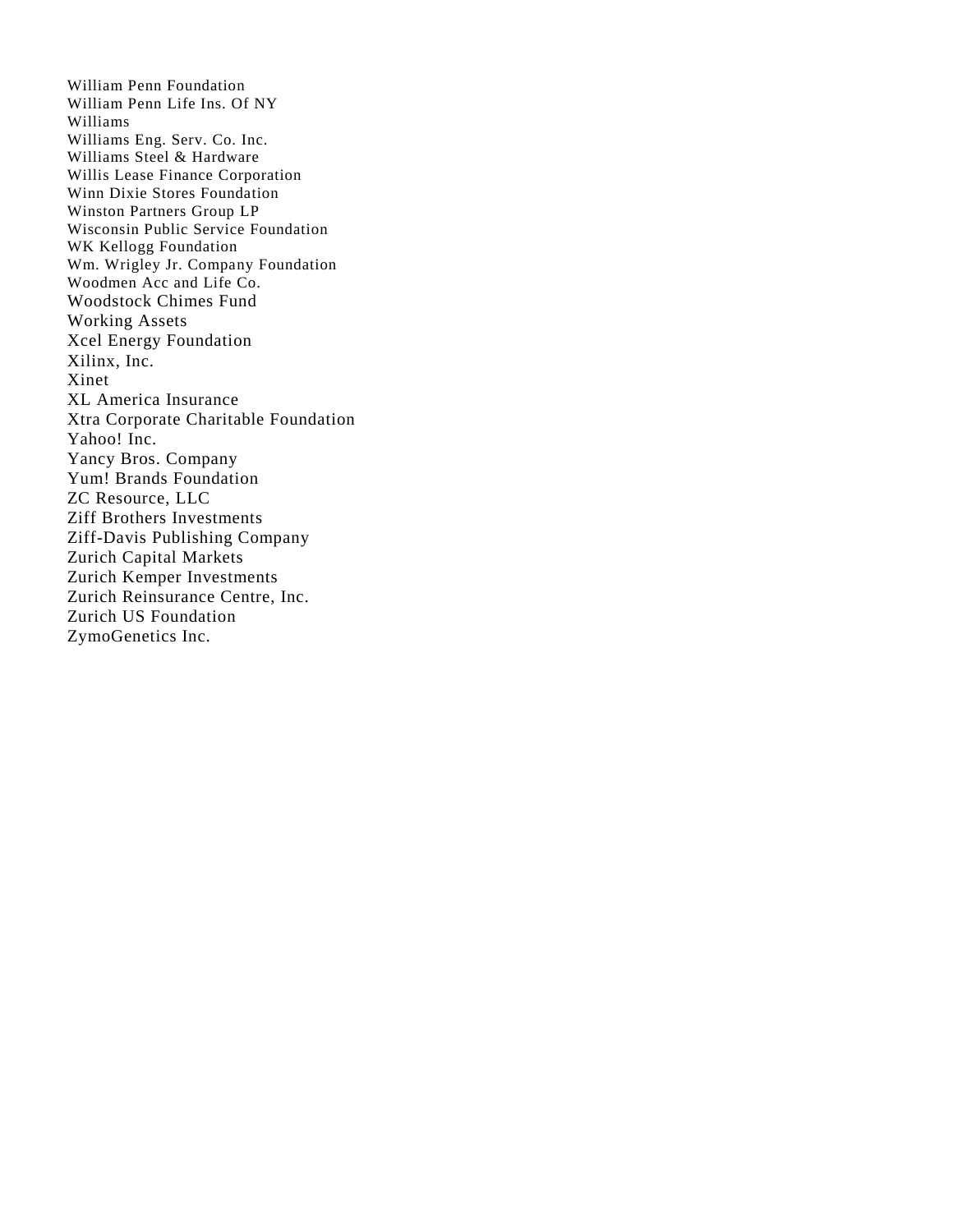William Penn Foundation
William Penn Life Ins. Of NY
Williams
Williams Eng. Serv. Co. Inc.
Williams Steel & Hardware
Willis Lease Finance Corporation
Winn Dixie Stores Foundation
Winston Partners Group LP
Wisconsin Public Service Foundation
WK Kellogg Foundation
Wm. Wrigley Jr. Company Foundation
Woodmen Acc and Life Co.
Woodstock Chimes Fund
Working Assets
Xcel Energy Foundation
Xilinx, Inc.
Xinet
XL America Insurance
Xtra Corporate Charitable Foundation
Yahoo! Inc.
Yancy Bros. Company
Yum! Brands Foundation
ZC Resource, LLC
Ziff Brothers Investments
Ziff-Davis Publishing Company
Zurich Capital Markets
Zurich Kemper Investments
Zurich Reinsurance Centre, Inc.
Zurich US Foundation
ZymoGenetics Inc.